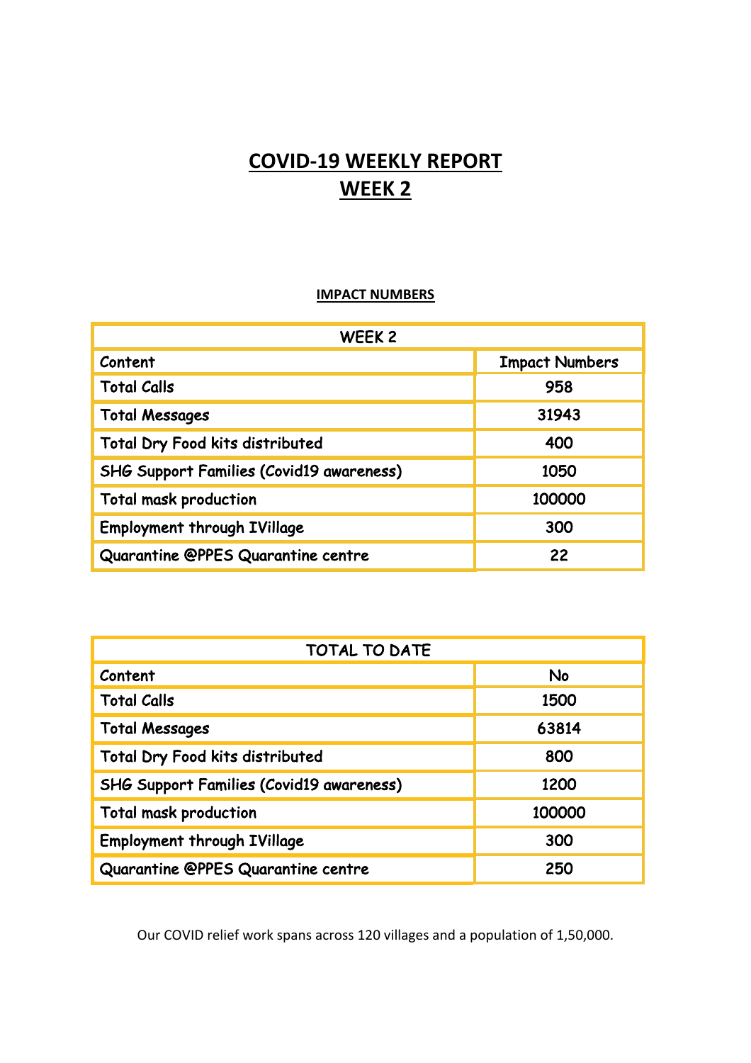# COVID-19 WEEKLY REPORT
# WEEK 2

**IMPACT NUMBERS**

| WEEK 2 | |
|---|---|
| Content | Impact Numbers |
| Total Calls | 958 |
| Total Messages | 31943 |
| Total Dry Food kits distributed | 400 |
| SHG Support Families (Covid19 awareness) | 1050 |
| Total mask production | 100000 |
| Employment through IVillage | 300 |
| Quarantine @PPES Quarantine centre | 22 |

| TOTAL TO DATE | |
|---|---|
| Content | No |
| Total Calls | 1500 |
| Total Messages | 63814 |
| Total Dry Food kits distributed | 800 |
| SHG Support Families (Covid19 awareness) | 1200 |
| Total mask production | 100000 |
| Employment through IVillage | 300 |
| Quarantine @PPES Quarantine centre | 250 |

Our COVID relief work spans across 120 villages and a population of 1,50,000.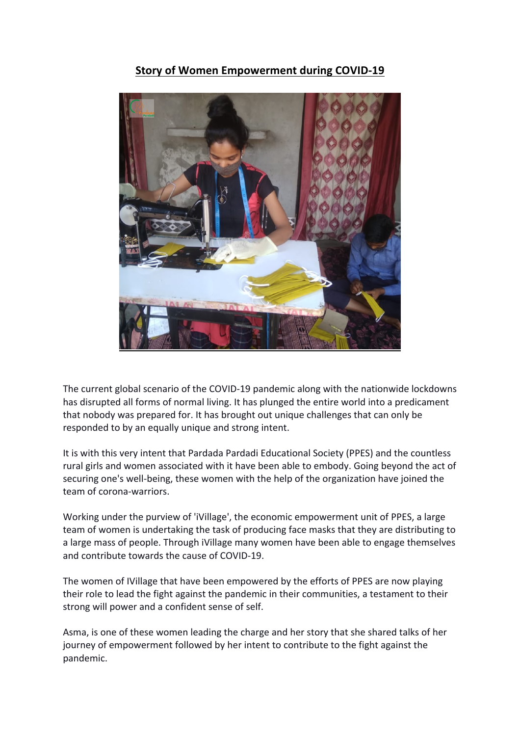## Story of Women Empowerment during COVID-19

The current global scenario of the COVID-19 pandemic along with the nationwide lockdowns has disrupted all forms of normal living. It has plunged the entire world into a predicament that nobody was prepared for. It has brought out unique challenges that can only be responded to by an equally unique and strong intent.

It is with this very intent that Pardada Pardadi Educational Society (PPES) and the countless rural girls and women associated with it have been able to embody. Going beyond the act of securing one's well-being, these women with the help of the organization have joined the team of corona-warriors.

Working under the purview of 'iVillage', the economic empowerment unit of PPES, a large team of women is undertaking the task of producing face masks that they are distributing to a large mass of people. Through iVillage many women have been able to engage themselves and contribute towards the cause of COVID-19.

The women of IVillage that have been empowered by the efforts of PPES are now playing their role to lead the fight against the pandemic in their communities, a testament to their strong will power and a confident sense of self.

Asma, is one of these women leading the charge and her story that she shared talks of her journey of empowerment followed by her intent to contribute to the fight against the pandemic.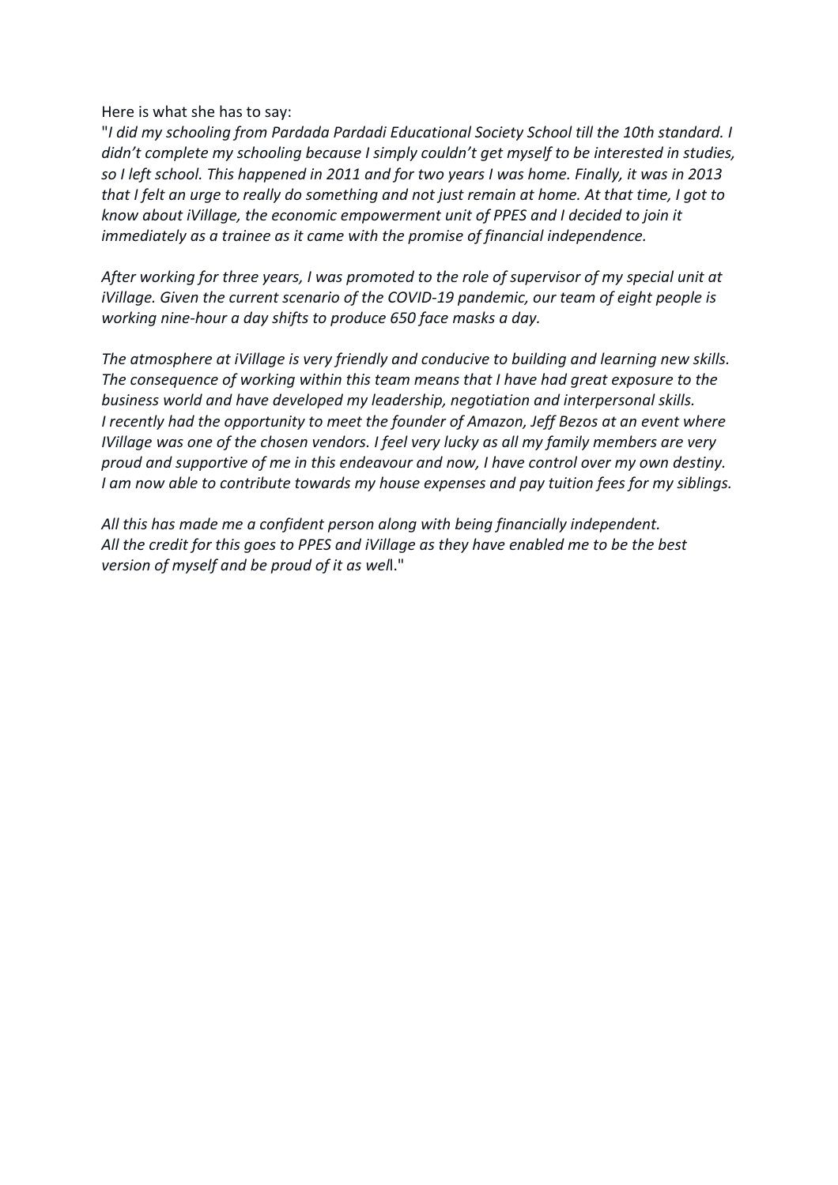Here is what she has to say:

"*I did my schooling from Pardada Pardadi Educational Society School till the 10th standard. I didn't complete my schooling because I simply couldn't get myself to be interested in studies, so I left school. This happened in 2011 and for two years I was home. Finally, it was in 2013 that I felt an urge to really do something and not just remain at home. At that time, I got to know about iVillage, the economic empowerment unit of PPES and I decided to join it immediately as a trainee as it came with the promise of financial independence.*

*After working for three years, I was promoted to the role of supervisor of my special unit at iVillage. Given the current scenario of the COVID-19 pandemic, our team of eight people is working nine-hour a day shifts to produce 650 face masks a day.*

*The atmosphere at iVillage is very friendly and conducive to building and learning new skills. The consequence of working within this team means that I have had great exposure to the business world and have developed my leadership, negotiation and interpersonal skills. I recently had the opportunity to meet the founder of Amazon, Jeff Bezos at an event where IVillage was one of the chosen vendors. I feel very lucky as all my family members are very proud and supportive of me in this endeavour and now, I have control over my own destiny. I am now able to contribute towards my house expenses and pay tuition fees for my siblings.*

*All this has made me a confident person along with being financially independent. All the credit for this goes to PPES and iVillage as they have enabled me to be the best version of myself and be proud of it as wel*l."